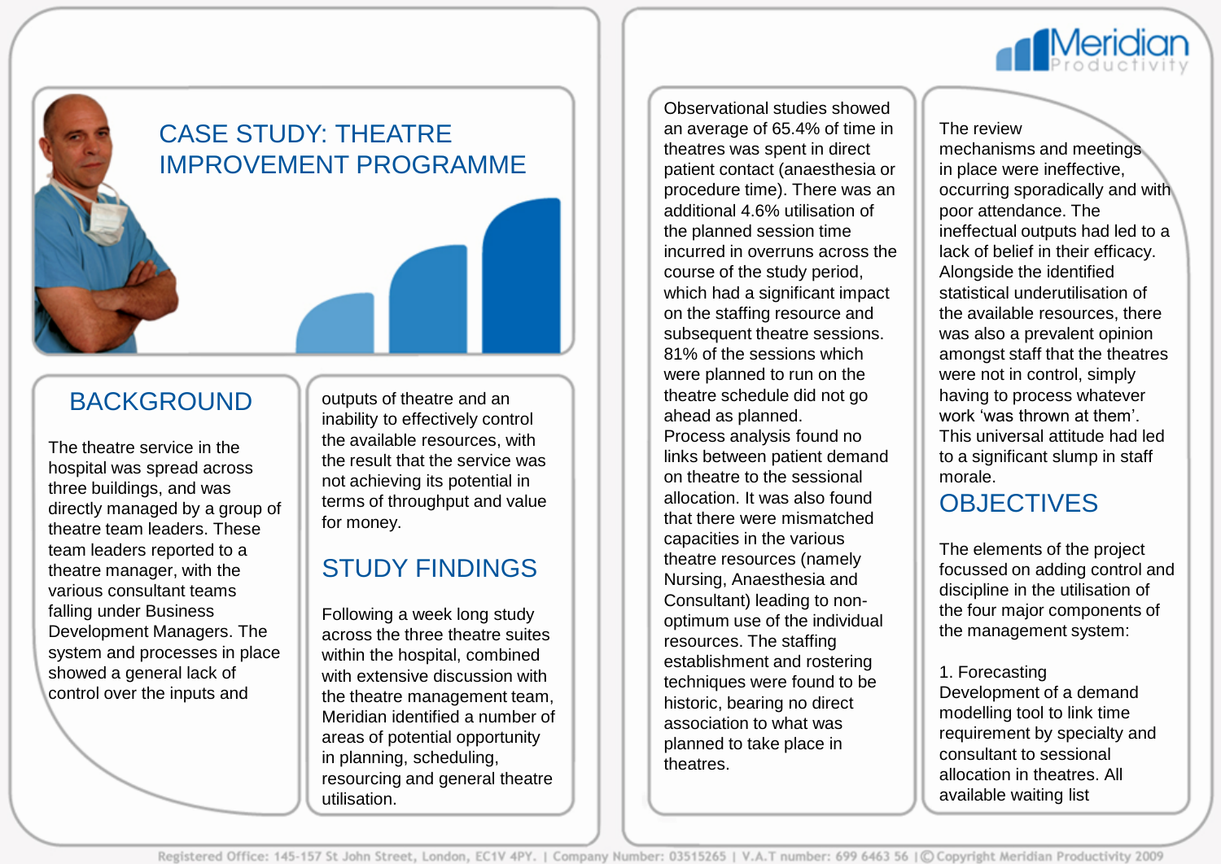# CASE STUDY: THEATRE IMPROVEMENT PROGRAMME

## BACKGROUND

The theatre service in the hospital was spread across three buildings, and was directly managed by a group of theatre team leaders. These team leaders reported to a theatre manager, with the various consultant teams falling under Business Development Managers. The system and processes in place showed a general lack of control over the inputs and outputs of theatre and an inability to effectively control the available resources, with the result that the service was not achieving its potential in terms of throughput and value for money.

## STUDY FINDINGS

Following a week long study across the three theatre suites within the hospital, combined with extensive discussion with the theatre management team, Meridian identified a number of areas of potential opportunity in planning, scheduling, resourcing and general theatre utilisation.

Observational studies showed an average of 65.4% of time in theatres was spent in direct patient contact (anaesthesia or procedure time). There was an additional 4.6% utilisation of the planned session time incurred in overruns across the course of the study period, which had a significant impact on the staffing resource and subsequent theatre sessions. 81% of the sessions which were planned to run on the theatre schedule did not go ahead as planned.

Process analysis found no links between patient demand on theatre to the sessional allocation. It was also found that there were mismatched capacities in the various theatre resources (namely Nursing, Anaesthesia and Consultant) leading to non-optimum use of the individual resources. The staffing establishment and rostering techniques were found to be historic, bearing no direct association to what was planned to take place in theatres.

The review mechanisms and meetings in place were ineffective, occurring sporadically and with poor attendance. The ineffectual outputs had led to a lack of belief in their efficacy. Alongside the identified statistical underutilisation of the available resources, there was also a prevalent opinion amongst staff that the theatres were not in control, simply having to process whatever work 'was thrown at them'. This universal attitude had led to a significant slump in staff morale.

## OBJECTIVES

The elements of the project focussed on adding control and discipline in the utilisation of the four major components of the management system:

1. Forecasting
Development of a demand modelling tool to link time requirement by specialty and consultant to sessional allocation in theatres. All available waiting list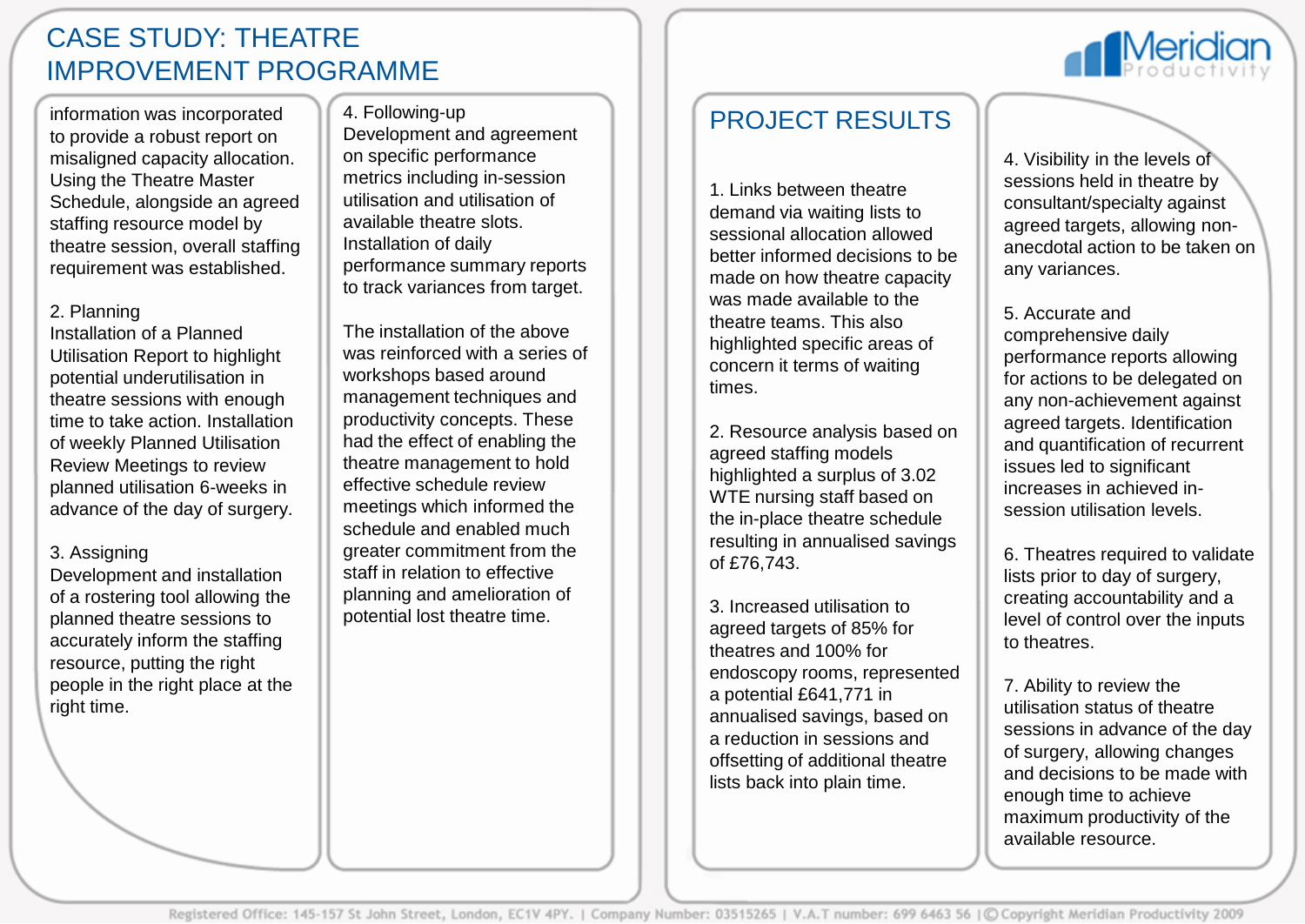# CASE STUDY: THEATRE IMPROVEMENT PROGRAMME

information was incorporated to provide a robust report on misaligned capacity allocation. Using the Theatre Master Schedule, alongside an agreed staffing resource model by theatre session, overall staffing requirement was established.

2. Planning
Installation of a Planned Utilisation Report to highlight potential underutilisation in theatre sessions with enough time to take action. Installation of weekly Planned Utilisation Review Meetings to review planned utilisation 6-weeks in advance of the day of surgery.

3. Assigning
Development and installation of a rostering tool allowing the planned theatre sessions to accurately inform the staffing resource, putting the right people in the right place at the right time.

4. Following-up
Development and agreement on specific performance metrics including in-session utilisation and utilisation of available theatre slots. Installation of daily performance summary reports to track variances from target.

The installation of the above was reinforced with a series of workshops based around management techniques and productivity concepts. These had the effect of enabling the theatre management to hold effective schedule review meetings which informed the schedule and enabled much greater commitment from the staff in relation to effective planning and amelioration of potential lost theatre time.

## PROJECT RESULTS

1. Links between theatre demand via waiting lists to sessional allocation allowed better informed decisions to be made on how theatre capacity was made available to the theatre teams. This also highlighted specific areas of concern it terms of waiting times.

2. Resource analysis based on agreed staffing models highlighted a surplus of 3.02 WTE nursing staff based on the in-place theatre schedule resulting in annualised savings of £76,743.

3. Increased utilisation to agreed targets of 85% for theatres and 100% for endoscopy rooms, represented a potential £641,771 in annualised savings, based on a reduction in sessions and offsetting of additional theatre lists back into plain time.

4. Visibility in the levels of sessions held in theatre by consultant/specialty against agreed targets, allowing non-anecdotal action to be taken on any variances.

5. Accurate and comprehensive daily performance reports allowing for actions to be delegated on any non-achievement against agreed targets. Identification and quantification of recurrent issues led to significant increases in achieved in-session utilisation levels.

6. Theatres required to validate lists prior to day of surgery, creating accountability and a level of control over the inputs to theatres.

7. Ability to review the utilisation status of theatre sessions in advance of the day of surgery, allowing changes and decisions to be made with enough time to achieve maximum productivity of the available resource.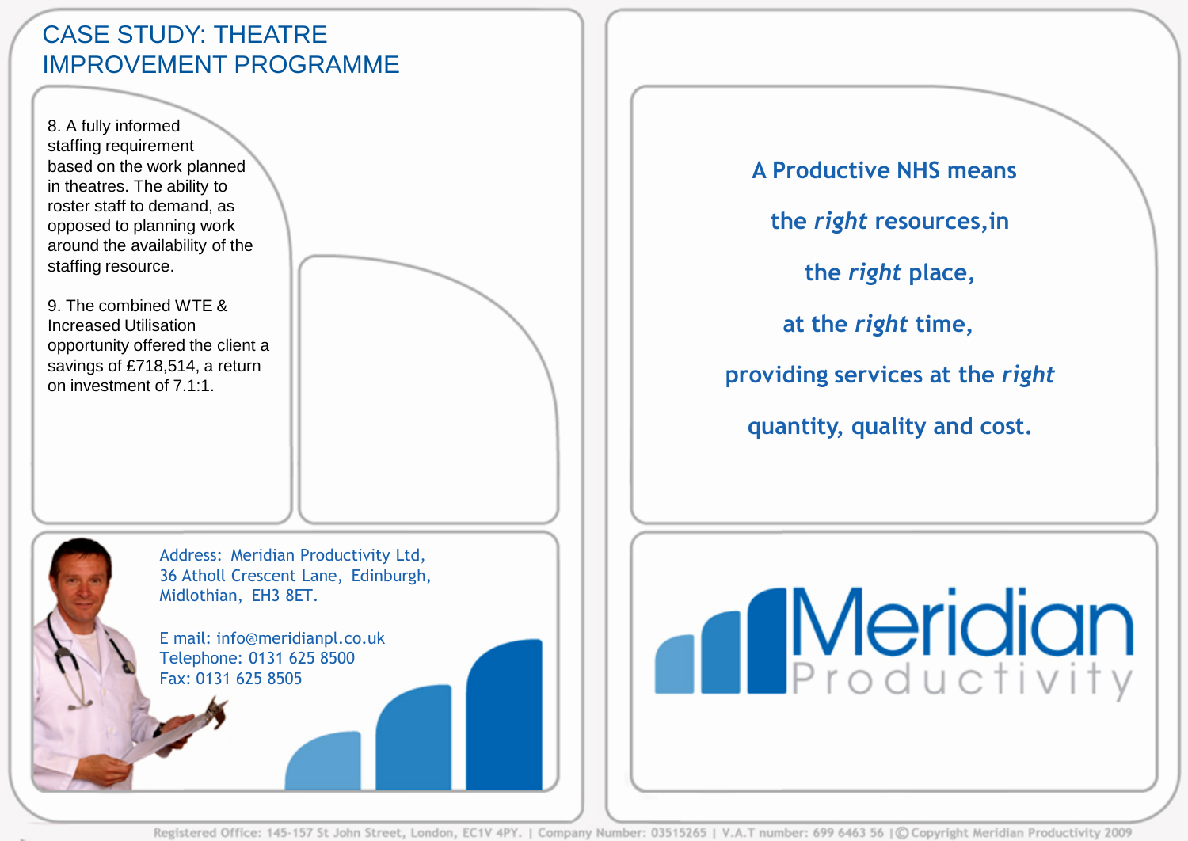# CASE STUDY: THEATRE IMPROVEMENT PROGRAMME

8. A fully informed staffing requirement based on the work planned in theatres. The ability to roster staff to demand, as opposed to planning work around the availability of the staffing resource.

9. The combined WTE & Increased Utilisation opportunity offered the client a savings of £718,514, a return on investment of 7.1:1.

Address: Meridian Productivity Ltd,
36 Atholl Crescent Lane, Edinburgh,
Midlothian, EH3 8ET.

E mail: info@meridianpl.co.uk
Telephone: 0131 625 8500
Fax: 0131 625 8505

**A Productive NHS means**

**the *right* resources, in**

**the *right* place,**

**at the *right* time,**

**providing services at the *right***

**quantity, quality and cost.**

Meridian
Productivity

Registered Office: 145-157 St John Street, London, EC1V 4PY. | Company Number: 03515265 | V.A.T number: 699 6463 56 | © Copyright Meridian Productivity 2009